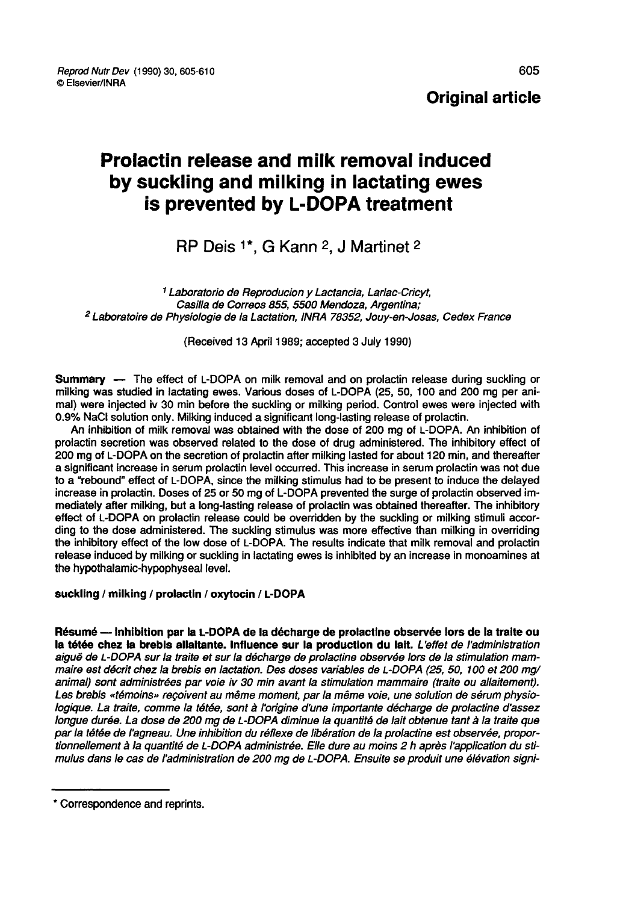Original article

# Prolactin release and milk removal induced by suckling and milking in lactating ewes is prevented by L-DOPA treatment

RP Deis [1]*, G Kann [2], J Martinet [2]

[1] *Laboratorio de Reproducion y Lactancia, Larlac-Cricyt, Casilla de Correos 855, 5500 Mendoza, Argentina;*
[2] *Laboratoire de Physiologie de la Lactation, INRA 78352, Jouy-en-Josas, Cedex France*

(Received 13 April 1989; accepted 3 July 1990)

**Summary** — The effect of L-DOPA on milk removal and on prolactin release during suckling or milking was studied in lactating ewes. Various doses of L-DOPA (25, 50, 100 and 200 mg per animal) were injected iv 30 min before the suckling or milking period. Control ewes were injected with 0.9% NaCl solution only. Milking induced a significant long-lasting release of prolactin.

An inhibition of milk removal was obtained with the dose of 200 mg of L-DOPA. An inhibition of prolactin secretion was observed related to the dose of drug administered. The inhibitory effect of 200 mg of L-DOPA on the secretion of prolactin after milking lasted for about 120 min, and thereafter a significant increase in serum prolactin level occurred. This increase in serum prolactin was not due to a "rebound" effect of L-DOPA, since the milking stimulus had to be present to induce the delayed increase in prolactin. Doses of 25 or 50 mg of L-DOPA prevented the surge of prolactin observed immediately after milking, but a long-lasting release of prolactin was obtained thereafter. The inhibitory effect of L-DOPA on prolactin release could be overridden by the suckling or milking stimuli according to the dose administered. The suckling stimulus was more effective than milking in overriding the inhibitory effect of the low dose of L-DOPA. The results indicate that milk removal and prolactin release induced by milking or suckling in lactating ewes is inhibited by an increase in monoamines at the hypothalamic-hypophyseal level.

**suckling / milking / prolactin / oxytocin / L-DOPA**

**Résumé — Inhibition par la L-DOPA de la décharge de prolactine observée lors de la traite ou la tétée chez la brebis allaitante. Influence sur la production du lait.** *L'effet de l'administration aiguë de L-DOPA sur la traite et sur la décharge de prolactine observée lors de la stimulation mammaire est décrit chez la brebis en lactation. Des doses variables de L-DOPA (25, 50, 100 et 200 mg/animal) sont administrées par voie iv 30 min avant la stimulation mammaire (traite ou allaitement). Les brebis «témoins» reçoivent au même moment, par la même voie, une solution de sérum physiologique. La traite, comme la tétée, sont à l'origine d'une importante décharge de prolactine d'assez longue durée. La dose de 200 mg de L-DOPA diminue la quantité de lait obtenue tant à la traite que par la tétée de l'agneau. Une inhibition du réflexe de libération de la prolactine est observée, proportionnellement à la quantité de L-DOPA administrée. Elle dure au moins 2 h après l'application du stimulus dans le cas de l'administration de 200 mg de L-DOPA. Ensuite se produit une élévation signi-*

\* Correspondence and reprints.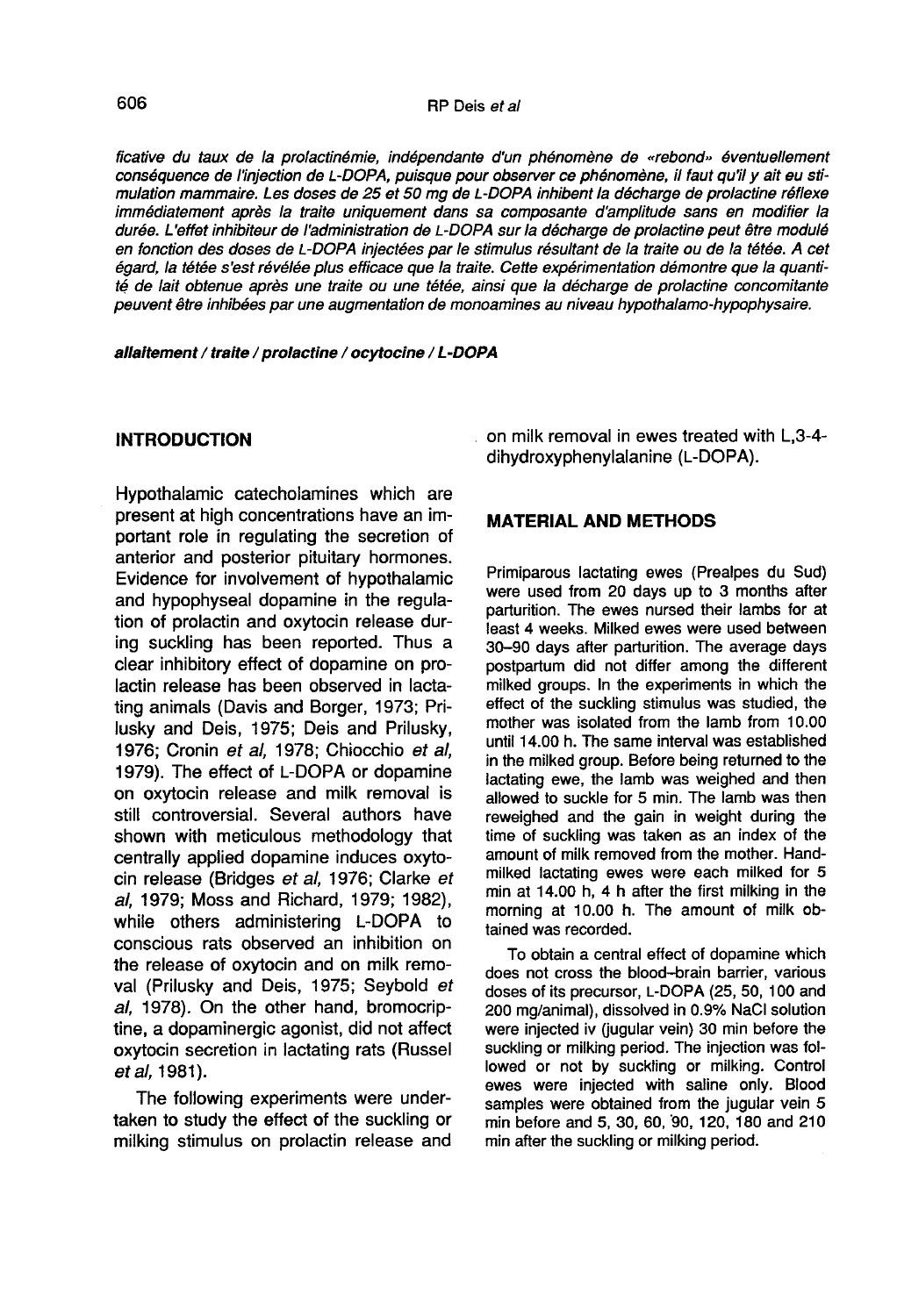*ficative du taux de la prolactinémie, indépendante d'un phénomène de «rebond» éventuellement conséquence de l'injection de L-DOPA, puisque pour observer ce phénomène, il faut qu'il y ait eu stimulation mammaire. Les doses de 25 et 50 mg de L-DOPA inhibent la décharge de prolactine réflexe immédiatement après la traite uniquement dans sa composante d'amplitude sans en modifier la durée. L'effet inhibiteur de l'administration de L-DOPA sur la décharge de prolactine peut être modulé en fonction des doses de L-DOPA injectées par le stimulus résultant de la traite ou de la tétée. A cet égard, la tétée s'est révélée plus efficace que la traite. Cette expérimentation démontre que la quantité de lait obtenue après une traite ou une tétée, ainsi que la décharge de prolactine concomitante peuvent être inhibées par une augmentation de monoamines au niveau hypothalamo-hypophysaire.*

***allaitement / traite / prolactine / ocytocine / L-DOPA***

## INTRODUCTION

Hypothalamic catecholamines which are present at high concentrations have an important role in regulating the secretion of anterior and posterior pituitary hormones. Evidence for involvement of hypothalamic and hypophyseal dopamine in the regulation of prolactin and oxytocin release during suckling has been reported. Thus a clear inhibitory effect of dopamine on prolactin release has been observed in lactating animals (Davis and Borger, 1973; Prilusky and Deis, 1975; Deis and Prilusky, 1976; Cronin *et al*, 1978; Chiocchio *et al*, 1979). The effect of L-DOPA or dopamine on oxytocin release and milk removal is still controversial. Several authors have shown with meticulous methodology that centrally applied dopamine induces oxytocin release (Bridges *et al*, 1976; Clarke *et al*, 1979; Moss and Richard, 1979; 1982), while others administering L-DOPA to conscious rats observed an inhibition on the release of oxytocin and on milk removal (Prilusky and Deis, 1975; Seybold *et al*, 1978). On the other hand, bromocriptine, a dopaminergic agonist, did not affect oxytocin secretion in lactating rats (Russel *et al*, 1981).

The following experiments were undertaken to study the effect of the suckling or milking stimulus on prolactin release and on milk removal in ewes treated with L,3-4-dihydroxyphenylalanine (L-DOPA).

## MATERIAL AND METHODS

Primiparous lactating ewes (Prealpes du Sud) were used from 20 days up to 3 months after parturition. The ewes nursed their lambs for at least 4 weeks. Milked ewes were used between 30–90 days after parturition. The average days postpartum did not differ among the different milked groups. In the experiments in which the effect of the suckling stimulus was studied, the mother was isolated from the lamb from 10.00 until 14.00 h. The same interval was established in the milked group. Before being returned to the lactating ewe, the lamb was weighed and then allowed to suckle for 5 min. The lamb was then reweighed and the gain in weight during the time of suckling was taken as an index of the amount of milk removed from the mother. Hand-milked lactating ewes were each milked for 5 min at 14.00 h, 4 h after the first milking in the morning at 10.00 h. The amount of milk obtained was recorded.

To obtain a central effect of dopamine which does not cross the blood–brain barrier, various doses of its precursor, L-DOPA (25, 50, 100 and 200 mg/animal), dissolved in 0.9% NaCl solution were injected iv (jugular vein) 30 min before the suckling or milking period. The injection was followed or not by suckling or milking. Control ewes were injected with saline only. Blood samples were obtained from the jugular vein 5 min before and 5, 30, 60, 90, 120, 180 and 210 min after the suckling or milking period.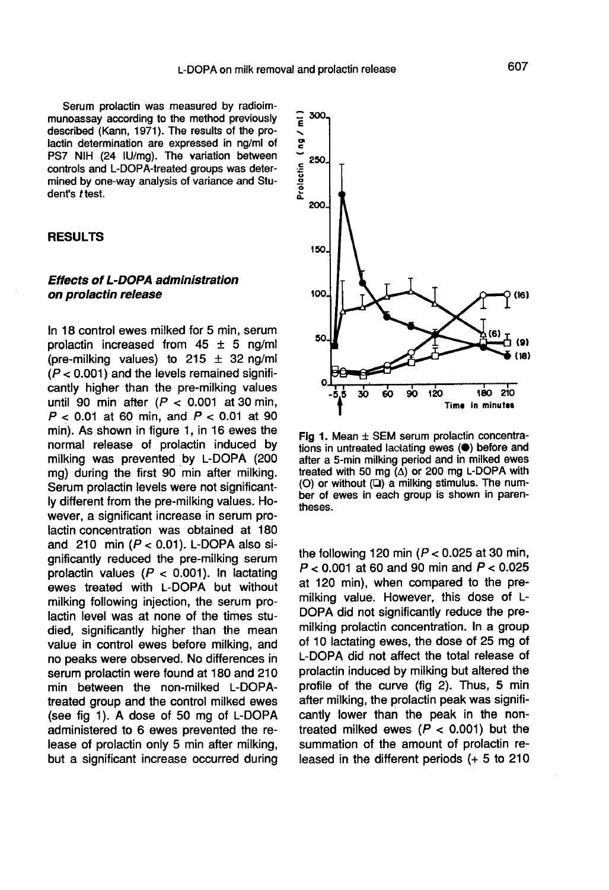Serum prolactin was measured by radioimmunoassay according to the method previously described (Kann, 1971). The results of the prolactin determination are expressed in ng/ml of PS7 NIH (24 IU/mg). The variation between controls and L-DOPA-treated groups was determined by one-way analysis of variance and Student's *t* test.

## RESULTS

### *Effects of L-DOPA administration on prolactin release*

In 18 control ewes milked for 5 min, serum prolactin increased from 45 ± 5 ng/ml (pre-milking values) to 215 ± 32 ng/ml ($P < 0.001$) and the levels remained significantly higher than the pre-milking values until 90 min after ($P < 0.001$ at 30 min, $P < 0.01$ at 60 min, and $P < 0.01$ at 90 min). As shown in figure 1, in 16 ewes the normal release of prolactin induced by milking was prevented by L-DOPA (200 mg) during the first 90 min after milking. Serum prolactin levels were not significantly different from the pre-milking values. However, a significant increase in serum prolactin concentration was obtained at 180 and 210 min ($P < 0.01$). L-DOPA also significantly reduced the pre-milking serum prolactin values ($P < 0.001$). In lactating ewes treated with L-DOPA but without milking following injection, the serum prolactin level was at none of the times studied, significantly higher than the mean value in control ewes before milking, and no peaks were observed. No differences in serum prolactin were found at 180 and 210 min between the non-milked L-DOPA-treated group and the control milked ewes (see fig 1). A dose of 50 mg of L-DOPA administered to 6 ewes prevented the release of prolactin only 5 min after milking, but a significant increase occurred during the following 120 min ($P < 0.025$ at 30 min, $P < 0.001$ at 60 and 90 min and $P < 0.025$ at 120 min), when compared to the pre-milking value. However, this dose of L-DOPA did not significantly reduce the pre-milking prolactin concentration. In a group of 10 lactating ewes, the dose of 25 mg of L-DOPA did not affect the total release of prolactin induced by milking but altered the profile of the curve (fig 2). Thus, 5 min after milking, the prolactin peak was significantly lower than the peak in the non-treated milked ewes ($P < 0.001$) but the summation of the amount of prolactin released in the different periods (+ 5 to 210

**Fig 1.** Mean ± SEM serum prolactin concentrations in untreated lactating ewes (●) before and after a 5-min milking period and in milked ewes treated with 50 mg (Δ) or 200 mg L-DOPA with (O) or without (❑) a milking stimulus. The number of ewes in each group is shown in parentheses.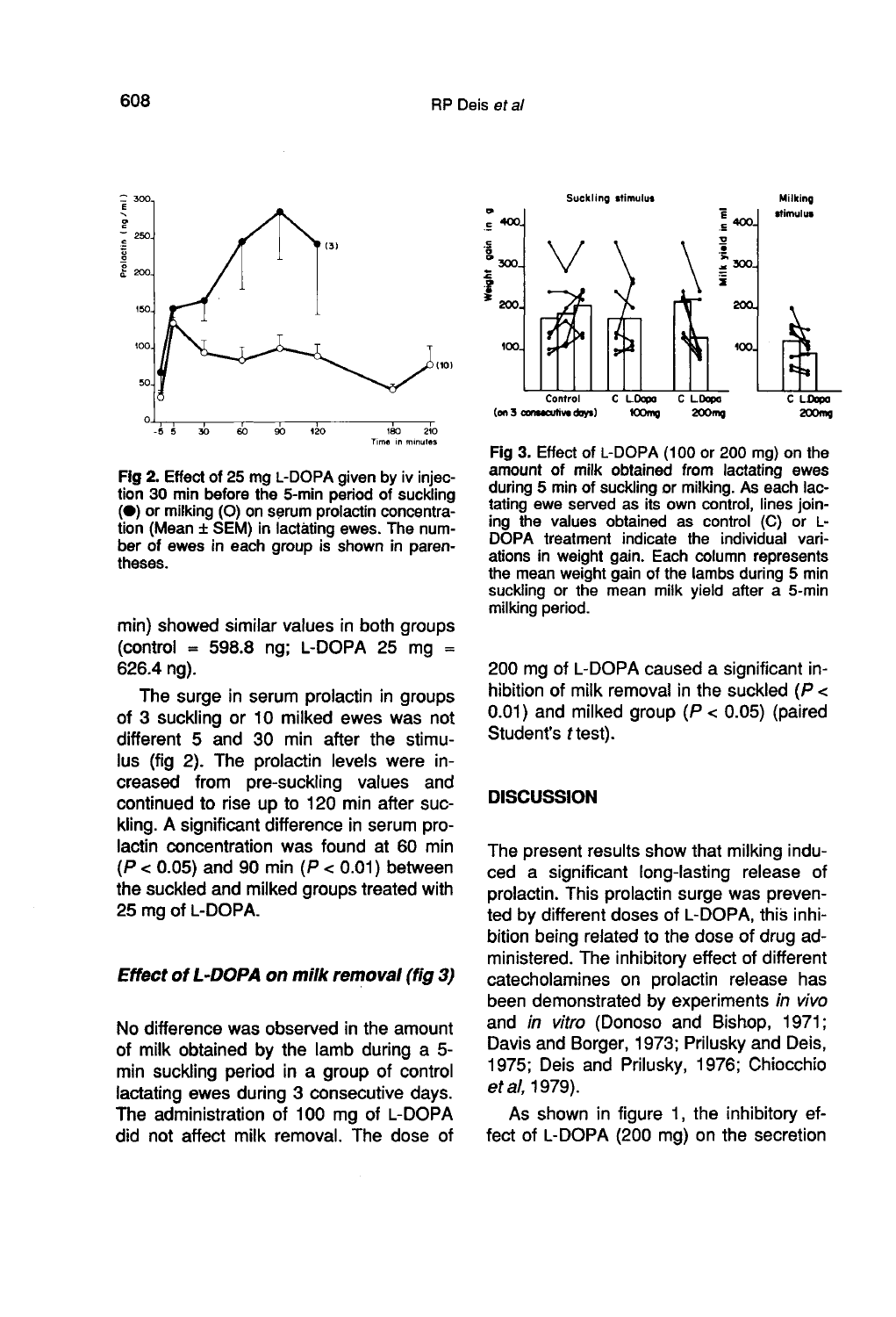Fig 2. Effect of 25 mg L-DOPA given by iv injection 30 min before the 5-min period of suckling (●) or milking (O) on serum prolactin concentration (Mean ± SEM) in lactating ewes. The number of ewes in each group is shown in parentheses.

Fig 3. Effect of L-DOPA (100 or 200 mg) on the amount of milk obtained from lactating ewes during 5 min of suckling or milking. As each lactating ewe served as its own control, lines joining the values obtained as control (C) or L-DOPA treatment indicate the individual variations in weight gain. Each column represents the mean weight gain of the lambs during 5 min suckling or the mean milk yield after a 5-min milking period.

min) showed similar values in both groups (control = 598.8 ng; L-DOPA 25 mg = 626.4 ng).

The surge in serum prolactin in groups of 3 suckling or 10 milked ewes was not different 5 and 30 min after the stimulus (fig 2). The prolactin levels were increased from pre-suckling values and continued to rise up to 120 min after suckling. A significant difference in serum prolactin concentration was found at 60 min ($P < 0.05$) and 90 min ($P < 0.01$) between the suckled and milked groups treated with 25 mg of L-DOPA.

### *Effect of L-DOPA on milk removal (fig 3)*

No difference was observed in the amount of milk obtained by the lamb during a 5-min suckling period in a group of control lactating ewes during 3 consecutive days. The administration of 100 mg of L-DOPA did not affect milk removal. The dose of 200 mg of L-DOPA caused a significant inhibition of milk removal in the suckled ($P < 0.01$) and milked group ($P < 0.05$) (paired Student's *t* test).

## DISCUSSION

The present results show that milking induced a significant long-lasting release of prolactin. This prolactin surge was prevented by different doses of L-DOPA, this inhibition being related to the dose of drug administered. The inhibitory effect of different catecholamines on prolactin release has been demonstrated by experiments *in vivo* and *in vitro* (Donoso and Bishop, 1971; Davis and Borger, 1973; Prilusky and Deis, 1975; Deis and Prilusky, 1976; Chiocchio *et al*, 1979).

As shown in figure 1, the inhibitory effect of L-DOPA (200 mg) on the secretion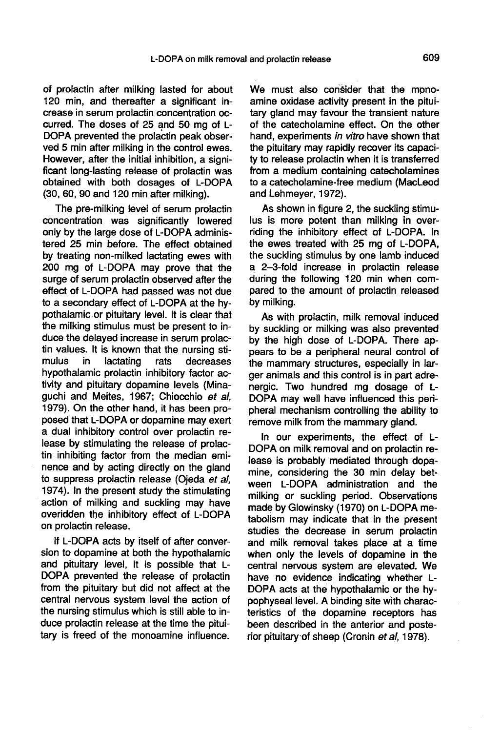of prolactin after milking lasted for about 120 min, and thereafter a significant increase in serum prolactin concentration occurred. The doses of 25 and 50 mg of L-DOPA prevented the prolactin peak observed 5 min after milking in the control ewes. However, after the initial inhibition, a significant long-lasting release of prolactin was obtained with both dosages of L-DOPA (30, 60, 90 and 120 min after milking).

The pre-milking level of serum prolactin concentration was significantly lowered only by the large dose of L-DOPA administered 25 min before. The effect obtained by treating non-milked lactating ewes with 200 mg of L-DOPA may prove that the surge of serum prolactin observed after the effect of L-DOPA had passed was not due to a secondary effect of L-DOPA at the hypothalamic or pituitary level. It is clear that the milking stimulus must be present to induce the delayed increase in serum prolactin values. It is known that the nursing stimulus in lactating rats decreases hypothalamic prolactin inhibitory factor activity and pituitary dopamine levels (Minaguchi and Meites, 1967; Chiocchio *et al*, 1979). On the other hand, it has been proposed that L-DOPA or dopamine may exert a dual inhibitory control over prolactin release by stimulating the release of prolactin inhibiting factor from the median eminence and by acting directly on the gland to suppress prolactin release (Ojeda *et al*, 1974). In the present study the stimulating action of milking and suckling may have overidden the inhibitory effect of L-DOPA on prolactin release.

If L-DOPA acts by itself of after conversion to dopamine at both the hypothalamic and pituitary level, it is possible that L-DOPA prevented the release of prolactin from the pituitary but did not affect at the central nervous system level the action of the nursing stimulus which is still able to induce prolactin release at the time the pituitary is freed of the monoamine influence. We must also consider that the monoamine oxidase activity present in the pituitary gland may favour the transient nature of the catecholamine effect. On the other hand, experiments *in vitro* have shown that the pituitary may rapidly recover its capacity to release prolactin when it is transferred from a medium containing catecholamines to a catecholamine-free medium (MacLeod and Lehmeyer, 1972).

As shown in figure 2, the suckling stimulus is more potent than milking in overriding the inhibitory effect of L-DOPA. In the ewes treated with 25 mg of L-DOPA, the suckling stimulus by one lamb induced a 2–3-fold increase in prolactin release during the following 120 min when compared to the amount of prolactin released by milking.

As with prolactin, milk removal induced by suckling or milking was also prevented by the high dose of L-DOPA. There appears to be a peripheral neural control of the mammary structures, especially in larger animals and this control is in part adrenergic. Two hundred mg dosage of L-DOPA may well have influenced this peripheral mechanism controlling the ability to remove milk from the mammary gland.

In our experiments, the effect of L-DOPA on milk removal and on prolactin release is probably mediated through dopamine, considering the 30 min delay between L-DOPA administration and the milking or suckling period. Observations made by Glowinsky (1970) on L-DOPA metabolism may indicate that in the present studies the decrease in serum prolactin and milk removal takes place at a time when only the levels of dopamine in the central nervous system are elevated. We have no evidence indicating whether L-DOPA acts at the hypothalamic or the hypophyseal level. A binding site with characteristics of the dopamine receptors has been described in the anterior and posterior pituitary of sheep (Cronin *et al*, 1978).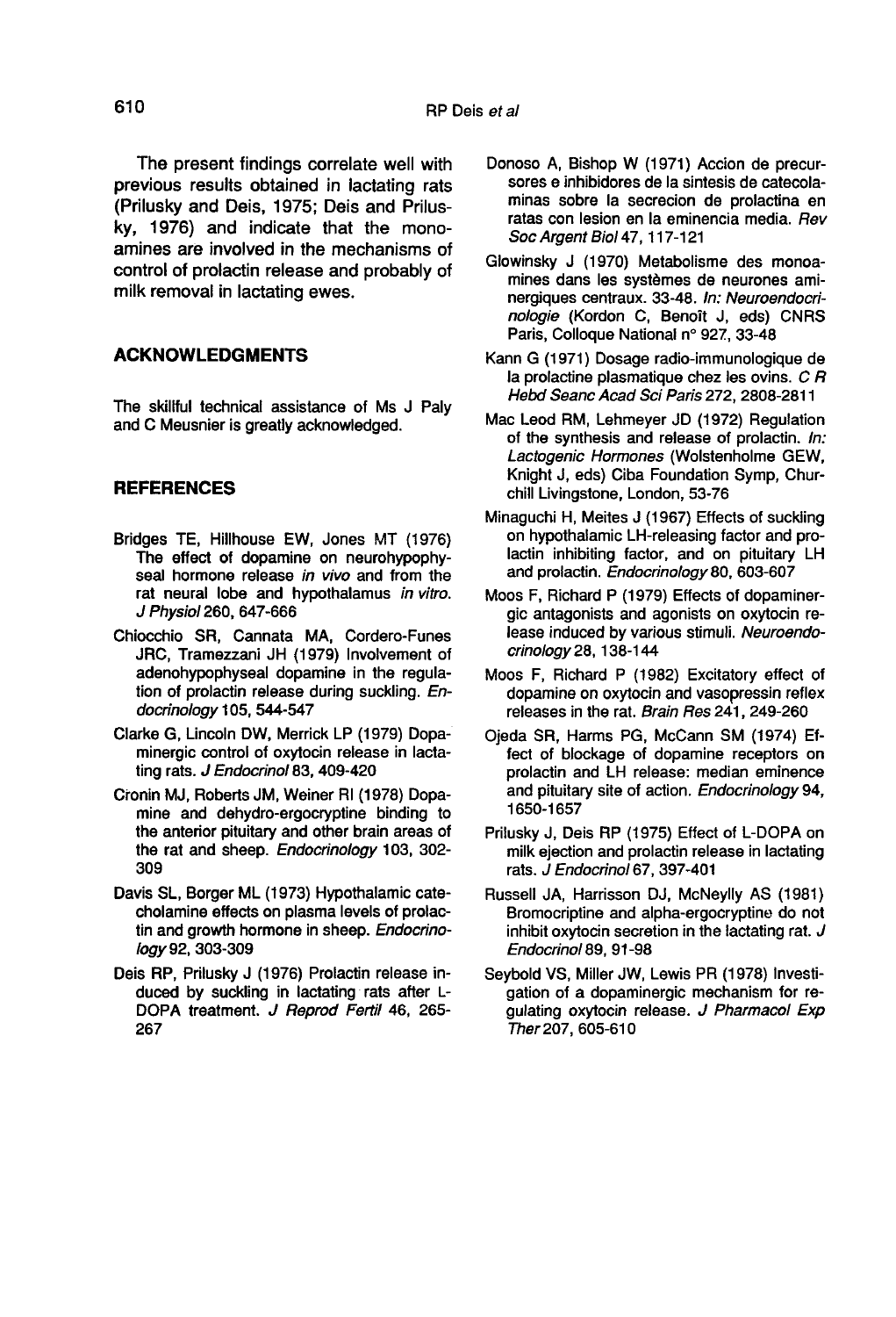The present findings correlate well with previous results obtained in lactating rats (Prilusky and Deis, 1975; Deis and Prilusky, 1976) and indicate that the monoamines are involved in the mechanisms of control of prolactin release and probably of milk removal in lactating ewes.

## ACKNOWLEDGMENTS

The skillful technical assistance of Ms J Paly and C Meusnier is greatly acknowledged.

## REFERENCES

Bridges TE, Hillhouse EW, Jones MT (1976) The effect of dopamine on neurohypophyseal hormone release *in vivo* and from the rat neural lobe and hypothalamus *in vitro*. *J Physiol* 260, 647-666

Chiocchio SR, Cannata MA, Cordero-Funes JRC, Tramezzani JH (1979) Involvement of adenohypophyseal dopamine in the regulation of prolactin release during suckling. *Endocrinology* 105, 544-547

Clarke G, Lincoln DW, Merrick LP (1979) Dopaminergic control of oxytocin release in lactating rats. *J Endocrinol* 83, 409-420

Cronin MJ, Roberts JM, Weiner RI (1978) Dopamine and dehydro-ergocryptine binding to the anterior pituitary and other brain areas of the rat and sheep. *Endocrinology* 103, 302-309

Davis SL, Borger ML (1973) Hypothalamic catecholamine effects on plasma levels of prolactin and growth hormone in sheep. *Endocrinology* 92, 303-309

Deis RP, Prilusky J (1976) Prolactin release induced by suckling in lactating rats after L-DOPA treatment. *J Reprod Fertil* 46, 265-267

Donoso A, Bishop W (1971) Accion de precursores e inhibidores de la sintesis de catecolaminas sobre la secrecion de prolactina en ratas con lesion en la eminencia media. *Rev Soc Argent Biol* 47, 117-121

Glowinsky J (1970) Metabolisme des monoamines dans les systèmes de neurones aminergiques centraux. 33-48. *In: Neuroendocrinologie* (Kordon C, Benoît J, eds) CNRS Paris, Colloque National n° 927, 33-48

Kann G (1971) Dosage radio-immunologique de la prolactine plasmatique chez les ovins. *C R Hebd Seanc Acad Sci Paris* 272, 2808-2811

Mac Leod RM, Lehmeyer JD (1972) Regulation of the synthesis and release of prolactin. *In: Lactogenic Hormones* (Wolstenholme GEW, Knight J, eds) Ciba Foundation Symp, Churchill Livingstone, London, 53-76

Minaguchi H, Meites J (1967) Effects of suckling on hypothalamic LH-releasing factor and prolactin inhibiting factor, and on pituitary LH and prolactin. *Endocrinology* 80, 603-607

Moos F, Richard P (1979) Effects of dopaminergic antagonists and agonists on oxytocin release induced by various stimuli. *Neuroendocrinology* 28, 138-144

Moos F, Richard P (1982) Excitatory effect of dopamine on oxytocin and vasopressin reflex releases in the rat. *Brain Res* 241, 249-260

Ojeda SR, Harms PG, McCann SM (1974) Effect of blockage of dopamine receptors on prolactin and LH release: median eminence and pituitary site of action. *Endocrinology* 94, 1650-1657

Prilusky J, Deis RP (1975) Effect of L-DOPA on milk ejection and prolactin release in lactating rats. *J Endocrinol* 67, 397-401

Russell JA, Harrisson DJ, McNeylly AS (1981) Bromocriptine and alpha-ergocryptine do not inhibit oxytocin secretion in the lactating rat. *J Endocrinol* 89, 91-98

Seybold VS, Miller JW, Lewis PR (1978) Investigation of a dopaminergic mechanism for regulating oxytocin release. *J Pharmacol Exp Ther* 207, 605-610